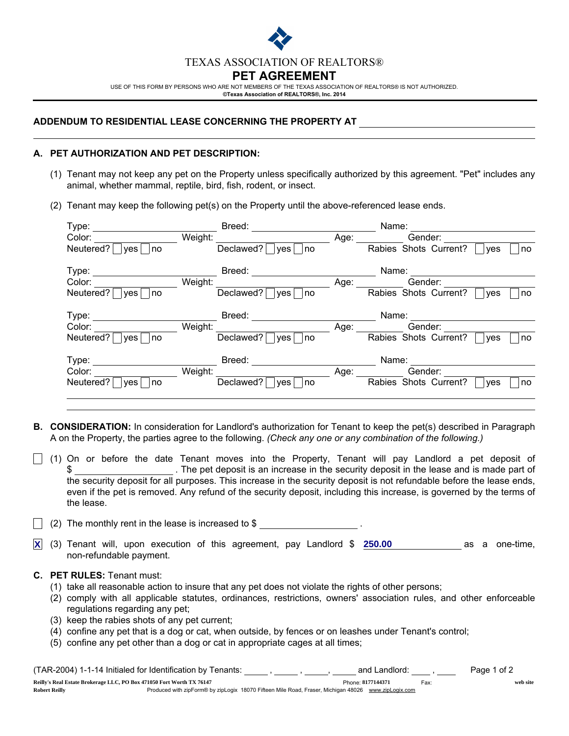# TEXAS ASSOCIATION OF REALTORS®

## PET AGREEMENT

USE OF THIS FORM BY PERSONS WHO ARE NOT MEMBERS OF THE TEXAS ASSOCIATION OF REALTORS® IS NOT AUTHORIZED.
**©Texas Association of REALTORS®, Inc. 2014**

**ADDENDUM TO RESIDENTIAL LEASE CONCERNING THE PROPERTY AT** ______________________________

### A. PET AUTHORIZATION AND PET DESCRIPTION:

(1) Tenant may not keep any pet on the Property unless specifically authorized by this agreement. "Pet" includes any animal, whether mammal, reptile, bird, fish, rodent, or insect.

(2) Tenant may keep the following pet(s) on the Property until the above-referenced lease ends.

Type: ______________ Breed: ______________ Name: ______________
Color: ______________ Weight: ______________ Age: ________ Gender: ______________
Neutered? ☐ yes ☐ no Declawed? ☐ yes ☐ no Rabies Shots Current? ☐ yes ☐ no

Type: ______________ Breed: ______________ Name: ______________
Color: ______________ Weight: ______________ Age: ________ Gender: ______________
Neutered? ☐ yes ☐ no Declawed? ☐ yes ☐ no Rabies Shots Current? ☐ yes ☐ no

Type: ______________ Breed: ______________ Name: ______________
Color: ______________ Weight: ______________ Age: ________ Gender: ______________
Neutered? ☐ yes ☐ no Declawed? ☐ yes ☐ no Rabies Shots Current? ☐ yes ☐ no

Type: ______________ Breed: ______________ Name: ______________
Color: ______________ Weight: ______________ Age: ________ Gender: ______________
Neutered? ☐ yes ☐ no Declawed? ☐ yes ☐ no Rabies Shots Current? ☐ yes ☐ no

______________________________________________________________________________

______________________________________________________________________________

### B. CONSIDERATION:

**CONSIDERATION:** In consideration for Landlord's authorization for Tenant to keep the pet(s) described in Paragraph A on the Property, the parties agree to the following. *(Check any one or any combination of the following.)*

☐ (1) On or before the date Tenant moves into the Property, Tenant will pay Landlord a pet deposit of $ ______________. The pet deposit is an increase in the security deposit in the lease and is made part of the security deposit for all purposes. This increase in the security deposit is not refundable before the lease ends, even if the pet is removed. Any refund of the security deposit, including this increase, is governed by the terms of the lease.

☐ (2) The monthly rent in the lease is increased to $ ______________.

☒ (3) Tenant will, upon execution of this agreement, pay Landlord $ **250.00** as a one-time, non-refundable payment.

### C. PET RULES:

**PET RULES:** Tenant must:

(1) take all reasonable action to insure that any pet does not violate the rights of other persons;
(2) comply with all applicable statutes, ordinances, restrictions, owners' association rules, and other enforceable regulations regarding any pet;
(3) keep the rabies shots of any pet current;
(4) confine any pet that is a dog or cat, when outside, by fences or on leashes under Tenant's control;
(5) confine any pet other than a dog or cat in appropriate cages at all times;

(TAR-2004) 1-1-14 Initialed for Identification by Tenants: _____, _____, _____, _____ and Landlord: _____, _____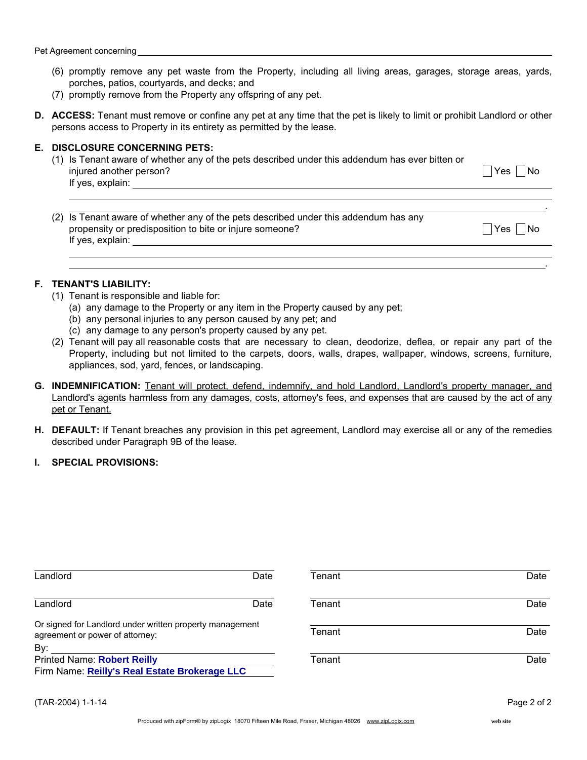Pet Agreement concerning ______________________________________________

(6) promptly remove any pet waste from the Property, including all living areas, garages, storage areas, yards, porches, patios, courtyards, and decks; and
(7) promptly remove from the Property any offspring of any pet.

**D. ACCESS:** Tenant must remove or confine any pet at any time that the pet is likely to limit or prohibit Landlord or other persons access to Property in its entirety as permitted by the lease.

**E. DISCLOSURE CONCERNING PETS:**

(1) Is Tenant aware of whether any of the pets described under this addendum has ever bitten or injured another person? ☐ Yes ☐ No
If yes, explain: ______________________________________________
______________________________________________
______________________________________________.

(2) Is Tenant aware of whether any of the pets described under this addendum has any propensity or predisposition to bite or injure someone? ☐ Yes ☐ No
If yes, explain: ______________________________________________
______________________________________________
______________________________________________.

**F. TENANT'S LIABILITY:**

(1) Tenant is responsible and liable for:
(a) any damage to the Property or any item in the Property caused by any pet;
(b) any personal injuries to any person caused by any pet; and
(c) any damage to any person's property caused by any pet.

(2) Tenant will pay all reasonable costs that are necessary to clean, deodorize, deflea, or repair any part of the Property, including but not limited to the carpets, doors, walls, drapes, wallpaper, windows, screens, furniture, appliances, sod, yard, fences, or landscaping.

**G. INDEMNIFICATION:** Tenant will protect, defend, indemnify, and hold Landlord, Landlord's property manager, and Landlord's agents harmless from any damages, costs, attorney's fees, and expenses that are caused by the act of any pet or Tenant.

**H. DEFAULT:** If Tenant breaches any provision in this pet agreement, Landlord may exercise all or any of the remedies described under Paragraph 9B of the lease.

**I. SPECIAL PROVISIONS:**

| | | | |
|---|---|---|---|
| Landlord | Date | Tenant | Date |
| Landlord | Date | Tenant | Date |
| Or signed for Landlord under written property management agreement or power of attorney: | | Tenant | Date |
| By: | | | |
| Printed Name: **Robert Reilly** | | Tenant | Date |
| Firm Name: **Reilly's Real Estate Brokerage LLC** | | | |

(TAR-2004) 1-1-14

Produced with zipForm® by zipLogix 18070 Fifteen Mile Road, Fraser, Michigan 48026 www.zipLogix.com web site